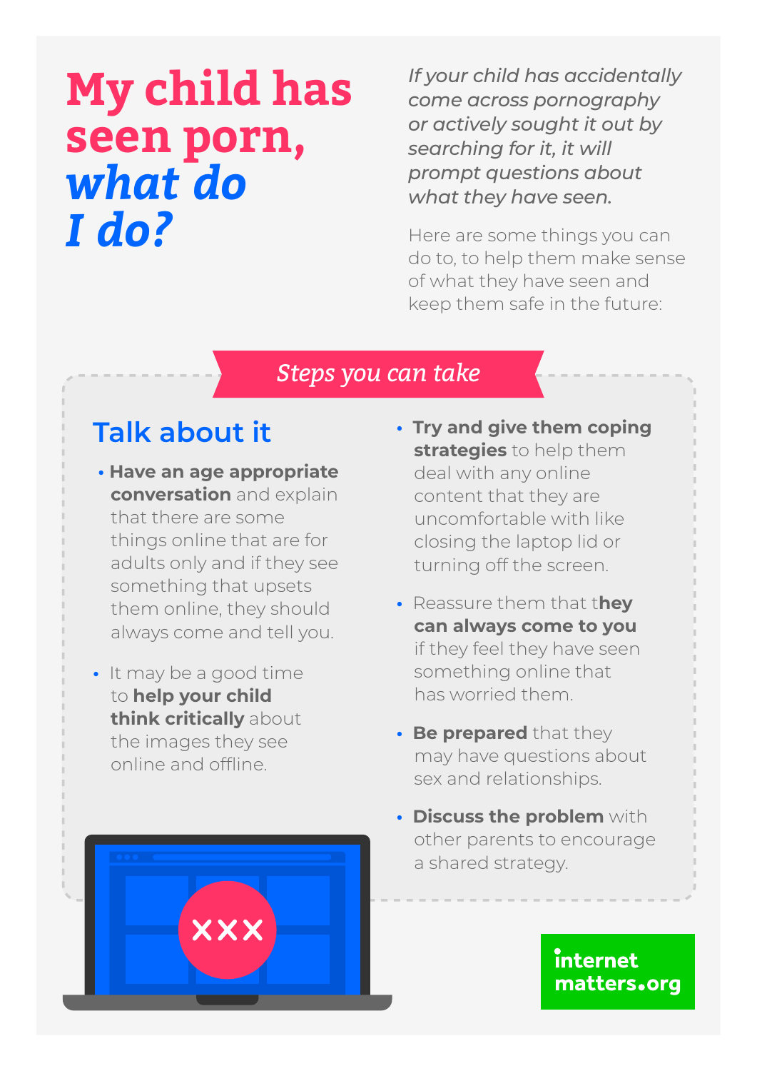# My child has seen porn, *what do I do?*

*If your child has accidentally come across pornography or actively sought it out by searching for it, it will prompt questions about what they have seen.*

Here are some things you can do to, to help them make sense of what they have seen and keep them safe in the future:

## *Steps you can take*

### Talk about it

- **Have an age appropriate conversation** and explain that there are some things online that are for adults only and if they see something that upsets them online, they should always come and tell you.
- It may be a good time to **help your child think critically** about the images they see online and offline.
- **Try and give them coping strategies** to help them deal with any online content that they are uncomfortable with like closing the laptop lid or turning off the screen.
- Reassure them that t**hey can always come to you** if they feel they have seen something online that has worried them.
- **Be prepared** that they may have questions about sex and relationships.
- **Discuss the problem** with other parents to encourage a shared strategy.

internet matters.org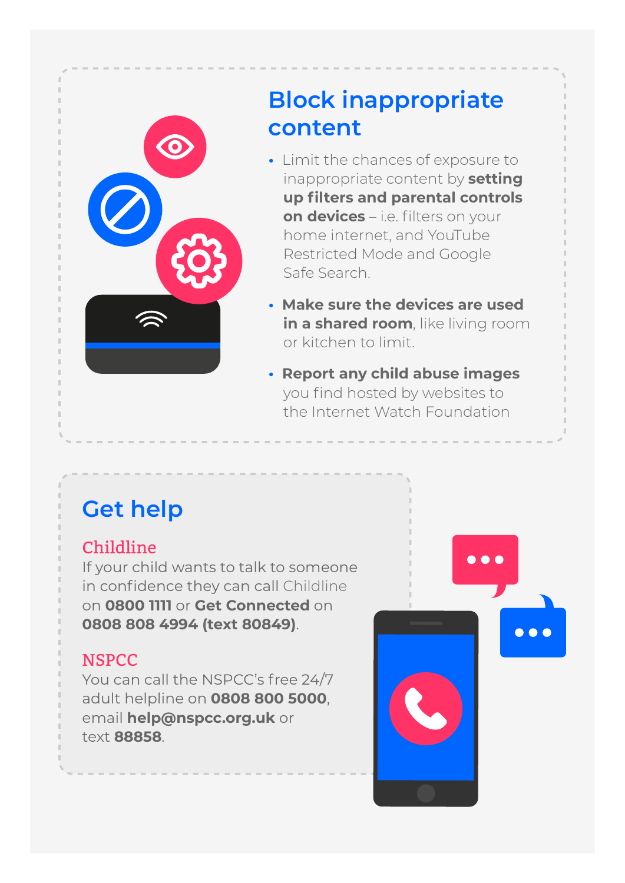## Block inappropriate content

- Limit the chances of exposure to inappropriate content by **setting up filters and parental controls on devices** – i.e. filters on your home internet, and YouTube Restricted Mode and Google Safe Search.
- **Make sure the devices are used in a shared room**, like living room or kitchen to limit.
- **Report any child abuse images** you find hosted by websites to the Internet Watch Foundation

## Get help

### Childline

If your child wants to talk to someone in confidence they can call Childline on **0800 1111** or **Get Connected** on **0808 808 4994 (text 80849)**.

### NSPCC

You can call the NSPCC's free 24/7 adult helpline on **0808 800 5000**, email **help@nspcc.org.uk** or text **88858**.